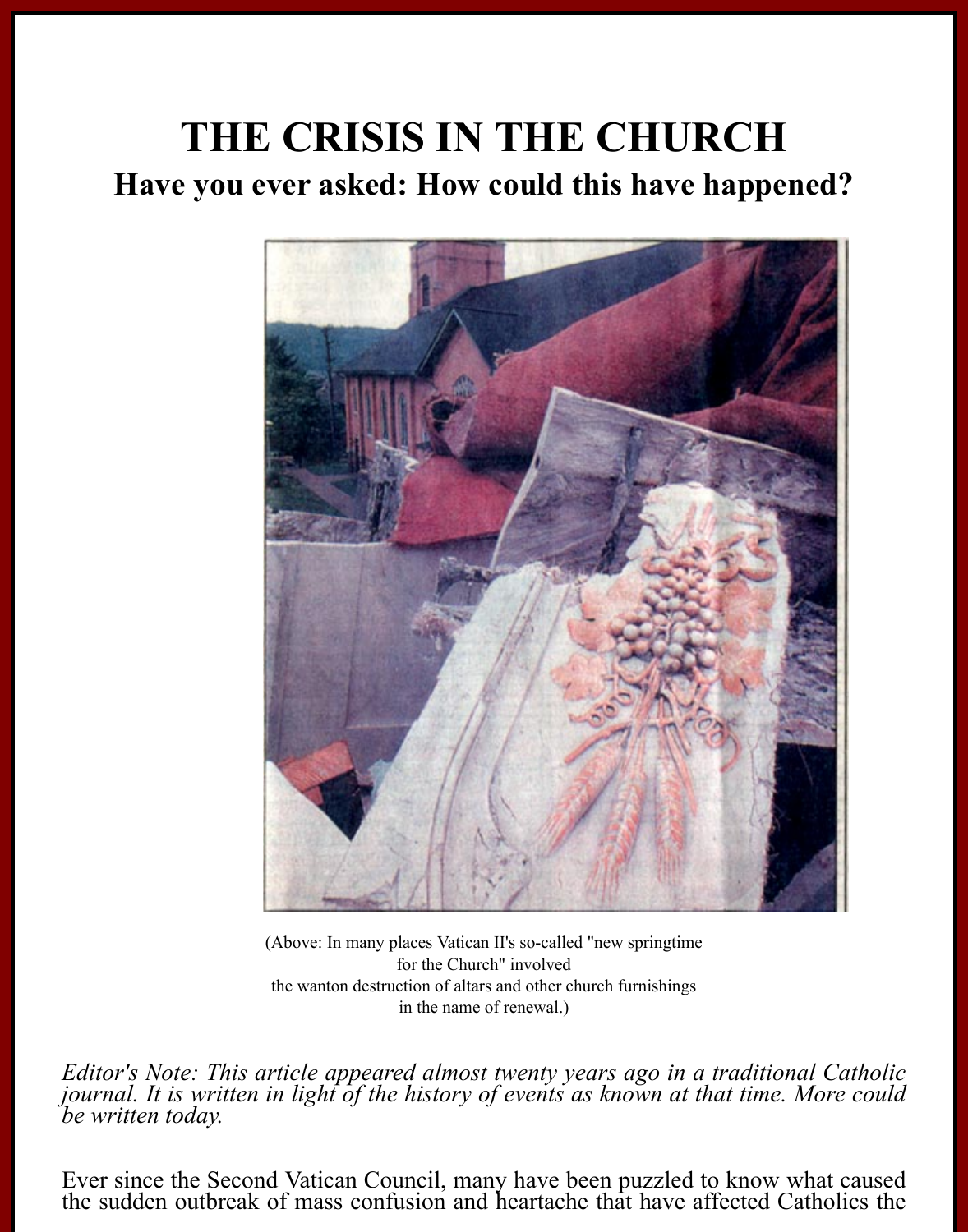# THE CRISIS IN THE CHURCH

## Have you ever asked: How could this have happened?

(Above: In many places Vatican II's so-called "new springtime for the Church" involved the wanton destruction of altars and other church furnishings in the name of renewal.)

*Editor's Note: This article appeared almost twenty years ago in a traditional Catholic journal. It is written in light of the history of events as known at that time. More could be written today.*

Ever since the Second Vatican Council, many have been puzzled to know what caused the sudden outbreak of mass confusion and heartache that have affected Catholics the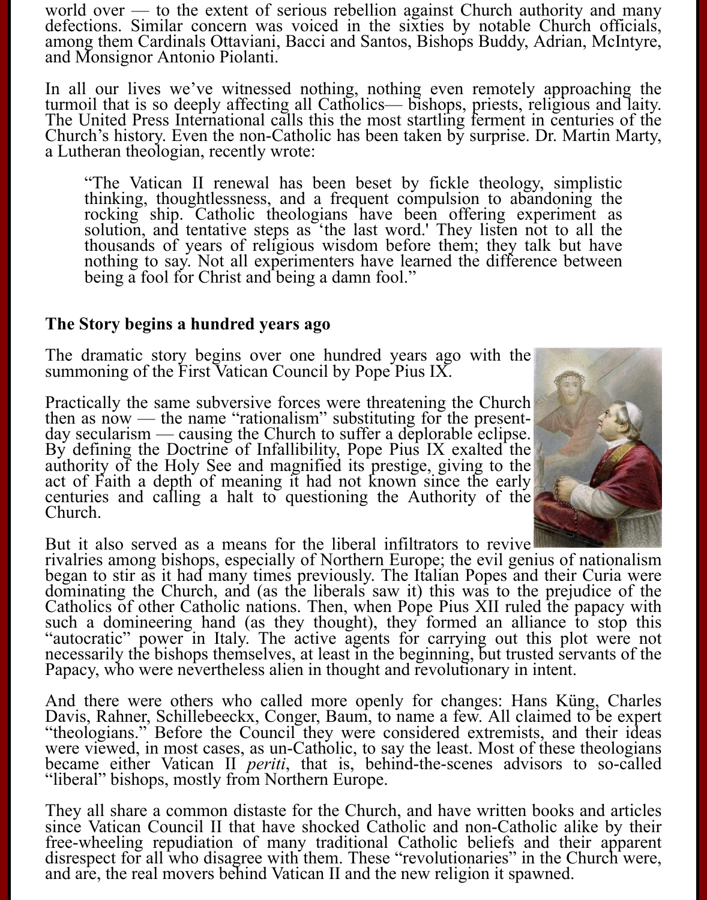world over — to the extent of serious rebellion against Church authority and many defections. Similar concern was voiced in the sixties by notable Church officials, among them Cardinals Ottaviani, Bacci and Santos, Bishops Buddy, Adrian, McIntyre, and Monsignor Antonio Piolanti.

In all our lives we've witnessed nothing, nothing even remotely approaching the turmoil that is so deeply affecting all Catholics— bishops, priests, religious and laity. The United Press International calls this the most startling ferment in centuries of the Church's history. Even the non-Catholic has been taken by surprise. Dr. Martin Marty, a Lutheran theologian, recently wrote:

> "The Vatican II renewal has been beset by fickle theology, simplistic thinking, thoughtlessness, and a frequent compulsion to abandoning the rocking ship. Catholic theologians have been offering experiment as solution, and tentative steps as 'the last word.' They listen not to all the thousands of years of religious wisdom before them; they talk but have nothing to say. Not all experimenters have learned the difference between being a fool for Christ and being a damn fool."

**The Story begins a hundred years ago**

The dramatic story begins over one hundred years ago with the summoning of the First Vatican Council by Pope Pius IX.

Practically the same subversive forces were threatening the Church then as now — the name "rationalism" substituting for the present-day secularism — causing the Church to suffer a deplorable eclipse. By defining the Doctrine of Infallibility, Pope Pius IX exalted the authority of the Holy See and magnified its prestige, giving to the act of Faith a depth of meaning it had not known since the early centuries and calling a halt to questioning the Authority of the Church.

But it also served as a means for the liberal infiltrators to revive rivalries among bishops, especially of Northern Europe; the evil genius of nationalism began to stir as it had many times previously. The Italian Popes and their Curia were dominating the Church, and (as the liberals saw it) this was to the prejudice of the Catholics of other Catholic nations. Then, when Pope Pius XII ruled the papacy with such a domineering hand (as they thought), they formed an alliance to stop this "autocratic" power in Italy. The active agents for carrying out this plot were not necessarily the bishops themselves, at least in the beginning, but trusted servants of the Papacy, who were nevertheless alien in thought and revolutionary in intent.

And there were others who called more openly for changes: Hans Küng, Charles Davis, Rahner, Schillebeeckx, Conger, Baum, to name a few. All claimed to be expert "theologians." Before the Council they were considered extremists, and their ideas were viewed, in most cases, as un-Catholic, to say the least. Most of these theologians became either Vatican II *periti*, that is, behind-the-scenes advisors to so-called "liberal" bishops, mostly from Northern Europe.

They all share a common distaste for the Church, and have written books and articles since Vatican Council II that have shocked Catholic and non-Catholic alike by their free-wheeling repudiation of many traditional Catholic beliefs and their apparent disrespect for all who disagree with them. These "revolutionaries" in the Church were, and are, the real movers behind Vatican II and the new religion it spawned.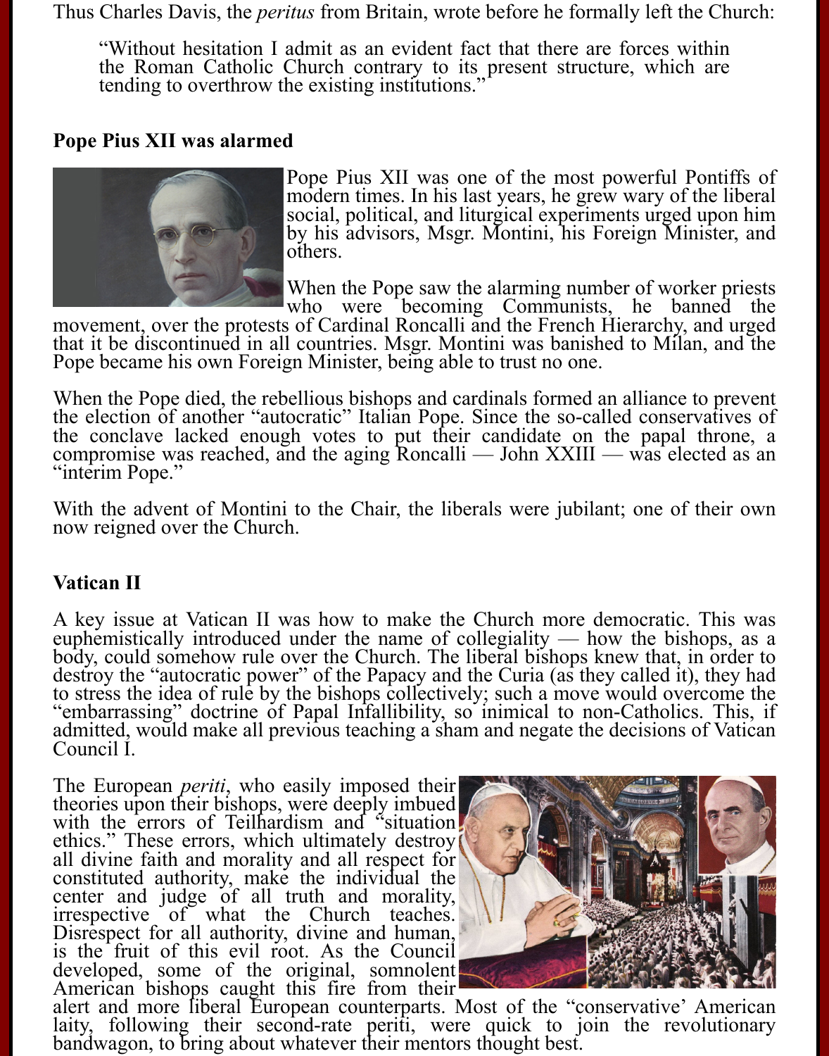Thus Charles Davis, the *peritus* from Britain, wrote before he formally left the Church:

> "Without hesitation I admit as an evident fact that there are forces within the Roman Catholic Church contrary to its present structure, which are tending to overthrow the existing institutions."

## Pope Pius XII was alarmed

Pope Pius XII was one of the most powerful Pontiffs of modern times. In his last years, he grew wary of the liberal social, political, and liturgical experiments urged upon him by his advisors, Msgr. Montini, his Foreign Minister, and others.

When the Pope saw the alarming number of worker priests who were becoming Communists, he banned the movement, over the protests of Cardinal Roncalli and the French Hierarchy, and urged that it be discontinued in all countries. Msgr. Montini was banished to Milan, and the Pope became his own Foreign Minister, being able to trust no one.

When the Pope died, the rebellious bishops and cardinals formed an alliance to prevent the election of another "autocratic" Italian Pope. Since the so-called conservatives of the conclave lacked enough votes to put their candidate on the papal throne, a compromise was reached, and the aging Roncalli — John XXIII — was elected as an "interim Pope."

With the advent of Montini to the Chair, the liberals were jubilant; one of their own now reigned over the Church.

## Vatican II

A key issue at Vatican II was how to make the Church more democratic. This was euphemistically introduced under the name of collegiality — how the bishops, as a body, could somehow rule over the Church. The liberal bishops knew that, in order to destroy the "autocratic power" of the Papacy and the Curia (as they called it), they had to stress the idea of rule by the bishops collectively; such a move would overcome the "embarrassing" doctrine of Papal Infallibility, so inimical to non-Catholics. This, if admitted, would make all previous teaching a sham and negate the decisions of Vatican Council I.

The European *periti*, who easily imposed their theories upon their bishops, were deeply imbued with the errors of Teilhardism and "situation ethics." These errors, which ultimately destroy all divine faith and morality and all respect for constituted authority, make the individual the center and judge of all truth and morality, irrespective of what the Church teaches. Disrespect for all authority, divine and human, is the fruit of this evil root. As the Council developed, some of the original, somnolent American bishops caught this fire from their alert and more liberal European counterparts. Most of the "conservative' American laity, following their second-rate periti, were quick to join the revolutionary bandwagon, to bring about whatever their mentors thought best.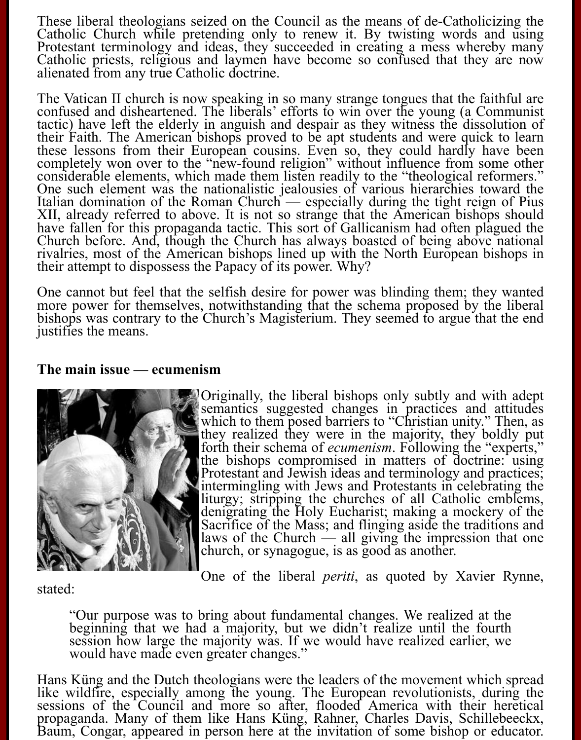These liberal theologians seized on the Council as the means of de-Catholicizing the Catholic Church while pretending only to renew it. By twisting words and using Protestant terminology and ideas, they succeeded in creating a mess whereby many Catholic priests, religious and laymen have become so confused that they are now alienated from any true Catholic doctrine.

The Vatican II church is now speaking in so many strange tongues that the faithful are confused and disheartened. The liberals' efforts to win over the young (a Communist tactic) have left the elderly in anguish and despair as they witness the dissolution of their Faith. The American bishops proved to be apt students and were quick to learn these lessons from their European cousins. Even so, they could hardly have been completely won over to the "new-found religion" without influence from some other considerable elements, which made them listen readily to the "theological reformers." One such element was the nationalistic jealousies of various hierarchies toward the Italian domination of the Roman Church — especially during the tight reign of Pius XII, already referred to above. It is not so strange that the American bishops should have fallen for this propaganda tactic. This sort of Gallicanism had often plagued the Church before. And, though the Church has always boasted of being above national rivalries, most of the American bishops lined up with the North European bishops in their attempt to dispossess the Papacy of its power. Why?

One cannot but feel that the selfish desire for power was blinding them; they wanted more power for themselves, notwithstanding that the schema proposed by the liberal bishops was contrary to the Church's Magisterium. They seemed to argue that the end justifies the means.

**The main issue — ecumenism**

Originally, the liberal bishops only subtly and with adept semantics suggested changes in practices and attitudes which to them posed barriers to "Christian unity." Then, as they realized they were in the majority, they boldly put forth their schema of *ecumenism*. Following the "experts," the bishops compromised in matters of doctrine: using Protestant and Jewish ideas and terminology and practices; intermingling with Jews and Protestants in celebrating the liturgy; stripping the churches of all Catholic emblems, denigrating the Holy Eucharist; making a mockery of the Sacrifice of the Mass; and flinging aside the traditions and laws of the Church — all giving the impression that one church, or synagogue, is as good as another.

One of the liberal *periti*, as quoted by Xavier Rynne, stated:

> "Our purpose was to bring about fundamental changes. We realized at the beginning that we had a majority, but we didn't realize until the fourth session how large the majority was. If we would have realized earlier, we would have made even greater changes."

Hans Küng and the Dutch theologians were the leaders of the movement which spread like wildfire, especially among the young. The European revolutionists, during the sessions of the Council and more so after, flooded America with their heretical propaganda. Many of them like Hans Küng, Rahner, Charles Davis, Schillebeeckx, Baum, Congar, appeared in person here at the invitation of some bishop or educator.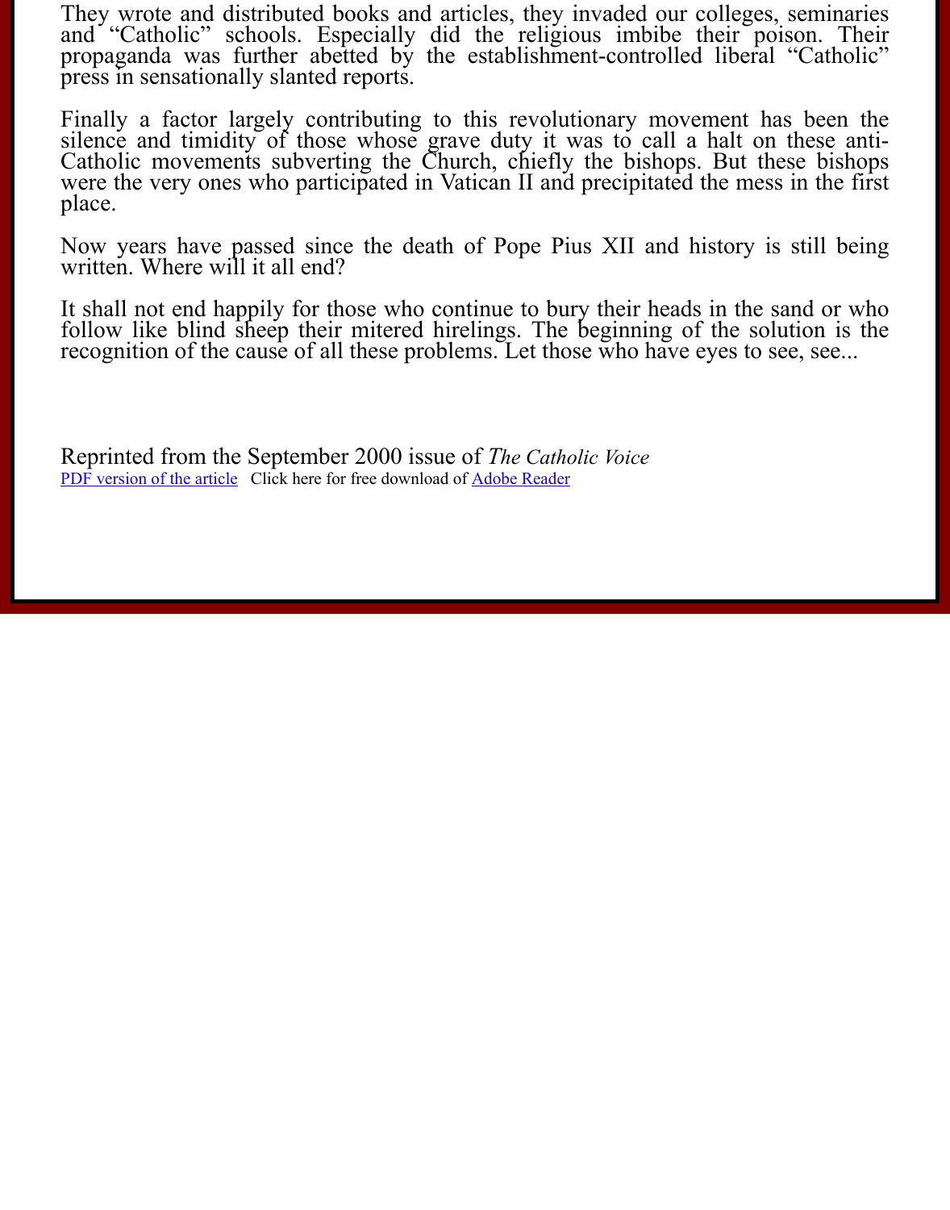They wrote and distributed books and articles, they invaded our colleges, seminaries and “Catholic” schools. Especially did the religious imbibe their poison. Their propaganda was further abetted by the establishment-controlled liberal “Catholic” press in sensationally slanted reports.

Finally a factor largely contributing to this revolutionary movement has been the silence and timidity of those whose grave duty it was to call a halt on these anti-Catholic movements subverting the Church, chiefly the bishops. But these bishops were the very ones who participated in Vatican II and precipitated the mess in the first place.

Now years have passed since the death of Pope Pius XII and history is still being written. Where will it all end?

It shall not end happily for those who continue to bury their heads in the sand or who follow like blind sheep their mitered hirelings. The beginning of the solution is the recognition of the cause of all these problems. Let those who have eyes to see, see...

Reprinted from the September 2000 issue of *The Catholic Voice*

PDF version of the article   Click here for free download of Adobe Reader